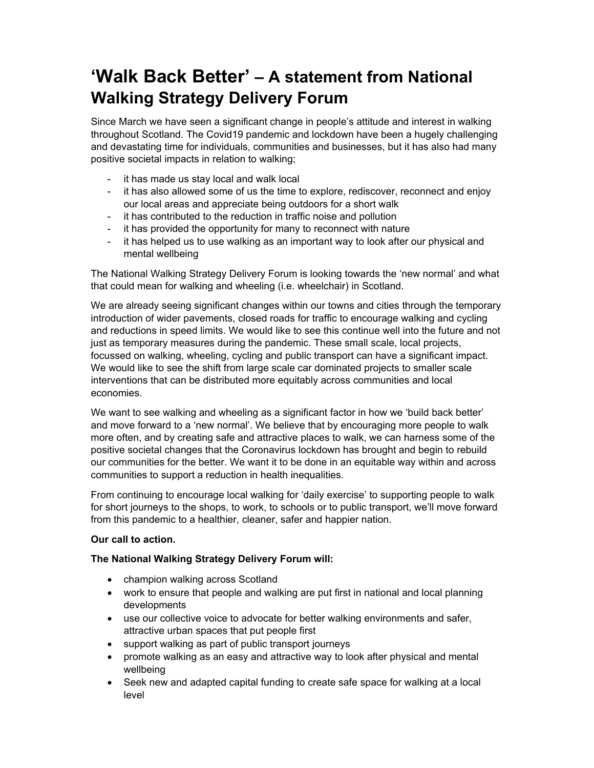# 'Walk Back Better' – A statement from National Walking Strategy Delivery Forum

Since March we have seen a significant change in people's attitude and interest in walking throughout Scotland. The Covid19 pandemic and lockdown have been a hugely challenging and devastating time for individuals, communities and businesses, but it has also had many positive societal impacts in relation to walking;

- it has made us stay local and walk local
- it has also allowed some of us the time to explore, rediscover, reconnect and enjoy our local areas and appreciate being outdoors for a short walk
- it has contributed to the reduction in traffic noise and pollution
- it has provided the opportunity for many to reconnect with nature
- it has helped us to use walking as an important way to look after our physical and mental wellbeing

The National Walking Strategy Delivery Forum is looking towards the 'new normal' and what that could mean for walking and wheeling (i.e. wheelchair) in Scotland.

We are already seeing significant changes within our towns and cities through the temporary introduction of wider pavements, closed roads for traffic to encourage walking and cycling and reductions in speed limits. We would like to see this continue well into the future and not just as temporary measures during the pandemic. These small scale, local projects, focussed on walking, wheeling, cycling and public transport can have a significant impact. We would like to see the shift from large scale car dominated projects to smaller scale interventions that can be distributed more equitably across communities and local economies.

We want to see walking and wheeling as a significant factor in how we 'build back better' and move forward to a 'new normal'. We believe that by encouraging more people to walk more often, and by creating safe and attractive places to walk, we can harness some of the positive societal changes that the Coronavirus lockdown has brought and begin to rebuild our communities for the better. We want it to be done in an equitable way within and across communities to support a reduction in health inequalities.

From continuing to encourage local walking for 'daily exercise' to supporting people to walk for short journeys to the shops, to work, to schools or to public transport, we'll move forward from this pandemic to a healthier, cleaner, safer and happier nation.

**Our call to action.**

**The National Walking Strategy Delivery Forum will:**

- champion walking across Scotland
- work to ensure that people and walking are put first in national and local planning developments
- use our collective voice to advocate for better walking environments and safer, attractive urban spaces that put people first
- support walking as part of public transport journeys
- promote walking as an easy and attractive way to look after physical and mental wellbeing
- Seek new and adapted capital funding to create safe space for walking at a local level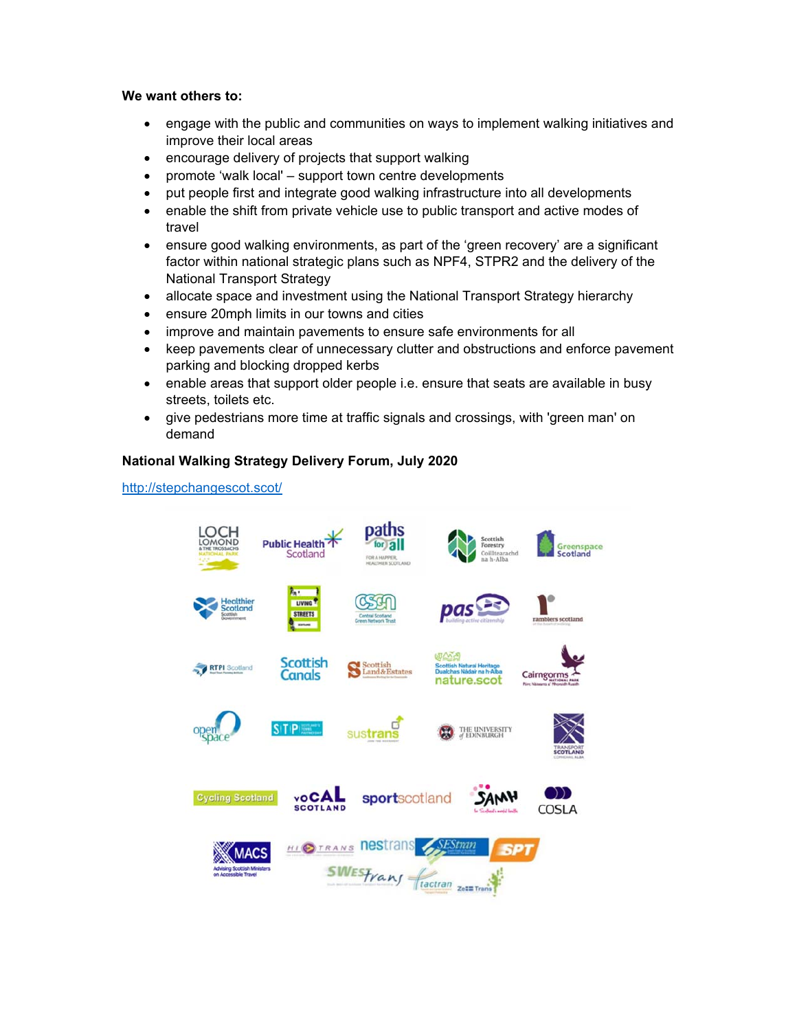**We want others to:**

- engage with the public and communities on ways to implement walking initiatives and improve their local areas
- encourage delivery of projects that support walking
- promote 'walk local' – support town centre developments
- put people first and integrate good walking infrastructure into all developments
- enable the shift from private vehicle use to public transport and active modes of travel
- ensure good walking environments, as part of the 'green recovery' are a significant factor within national strategic plans such as NPF4, STPR2 and the delivery of the National Transport Strategy
- allocate space and investment using the National Transport Strategy hierarchy
- ensure 20mph limits in our towns and cities
- improve and maintain pavements to ensure safe environments for all
- keep pavements clear of unnecessary clutter and obstructions and enforce pavement parking and blocking dropped kerbs
- enable areas that support older people i.e. ensure that seats are available in busy streets, toilets etc.
- give pedestrians more time at traffic signals and crossings, with 'green man' on demand

**National Walking Strategy Delivery Forum, July 2020**

http://stepchangescot.scot/